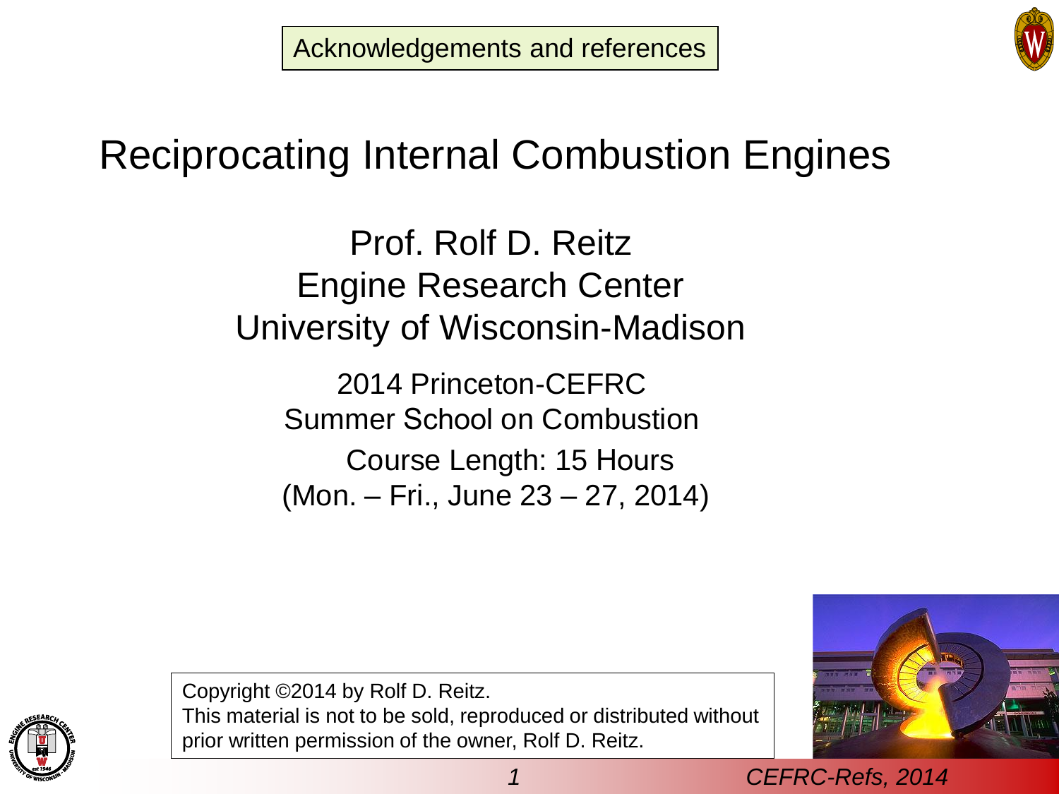Acknowledgements and references

# Reciprocating Internal Combustion Engines

## Prof. Rolf D. Reitz
## Engine Research Center
## University of Wisconsin-Madison

2014 Princeton-CEFRC
Summer School on Combustion
Course Length: 15 Hours
(Mon. – Fri., June 23 – 27, 2014)

Copyright ©2014 by Rolf D. Reitz.
This material is not to be sold, reproduced or distributed without prior written permission of the owner, Rolf D. Reitz.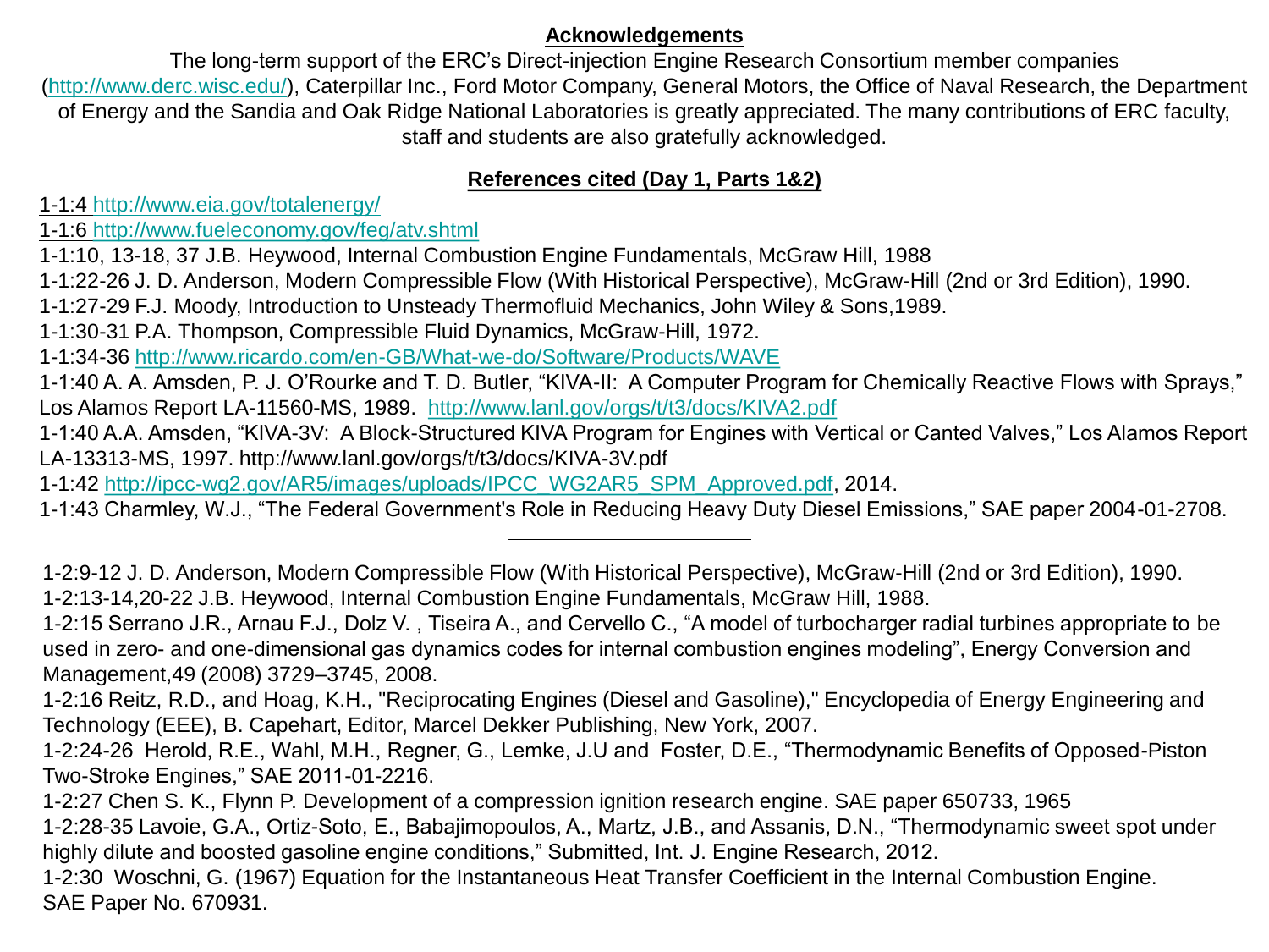## Acknowledgements

The long-term support of the ERC's Direct-injection Engine Research Consortium member companies (http://www.derc.wisc.edu/), Caterpillar Inc., Ford Motor Company, General Motors, the Office of Naval Research, the Department of Energy and the Sandia and Oak Ridge National Laboratories is greatly appreciated. The many contributions of ERC faculty, staff and students are also gratefully acknowledged.

## References cited (Day 1, Parts 1&2)

1-1:4 http://www.eia.gov/totalenergy/

1-1:6 http://www.fueleconomy.gov/feg/atv.shtml

1-1:10, 13-18, 37 J.B. Heywood, Internal Combustion Engine Fundamentals, McGraw Hill, 1988

1-1:22-26 J. D. Anderson, Modern Compressible Flow (With Historical Perspective), McGraw-Hill (2nd or 3rd Edition), 1990.

1-1:27-29 F.J. Moody, Introduction to Unsteady Thermofluid Mechanics, John Wiley & Sons,1989.

1-1:30-31 P.A. Thompson, Compressible Fluid Dynamics, McGraw-Hill, 1972.

1-1:34-36 http://www.ricardo.com/en-GB/What-we-do/Software/Products/WAVE

1-1:40 A. A. Amsden, P. J. O'Rourke and T. D. Butler, "KIVA-II: A Computer Program for Chemically Reactive Flows with Sprays," Los Alamos Report LA-11560-MS, 1989. http://www.lanl.gov/orgs/t/t3/docs/KIVA2.pdf

1-1:40 A.A. Amsden, "KIVA-3V: A Block-Structured KIVA Program for Engines with Vertical or Canted Valves," Los Alamos Report LA-13313-MS, 1997. http://www.lanl.gov/orgs/t/t3/docs/KIVA-3V.pdf

1-1:42 http://ipcc-wg2.gov/AR5/images/uploads/IPCC_WG2AR5_SPM_Approved.pdf, 2014.

1-1:43 Charmley, W.J., "The Federal Government's Role in Reducing Heavy Duty Diesel Emissions," SAE paper 2004-01-2708.

---

1-2:9-12 J. D. Anderson, Modern Compressible Flow (With Historical Perspective), McGraw-Hill (2nd or 3rd Edition), 1990.

1-2:13-14,20-22 J.B. Heywood, Internal Combustion Engine Fundamentals, McGraw Hill, 1988.

1-2:15 Serrano J.R., Arnau F.J., Dolz V. , Tiseira A., and Cervello C., "A model of turbocharger radial turbines appropriate to be used in zero- and one-dimensional gas dynamics codes for internal combustion engines modeling", Energy Conversion and Management,49 (2008) 3729–3745, 2008.

1-2:16 Reitz, R.D., and Hoag, K.H., "Reciprocating Engines (Diesel and Gasoline)," Encyclopedia of Energy Engineering and Technology (EEE), B. Capehart, Editor, Marcel Dekker Publishing, New York, 2007.

1-2:24-26 Herold, R.E., Wahl, M.H., Regner, G., Lemke, J.U and Foster, D.E., "Thermodynamic Benefits of Opposed-Piston Two-Stroke Engines," SAE 2011-01-2216.

1-2:27 Chen S. K., Flynn P. Development of a compression ignition research engine. SAE paper 650733, 1965

1-2:28-35 Lavoie, G.A., Ortiz-Soto, E., Babajimopoulos, A., Martz, J.B., and Assanis, D.N., "Thermodynamic sweet spot under highly dilute and boosted gasoline engine conditions," Submitted, Int. J. Engine Research, 2012.

1-2:30 Woschni, G. (1967) Equation for the Instantaneous Heat Transfer Coefficient in the Internal Combustion Engine. SAE Paper No. 670931.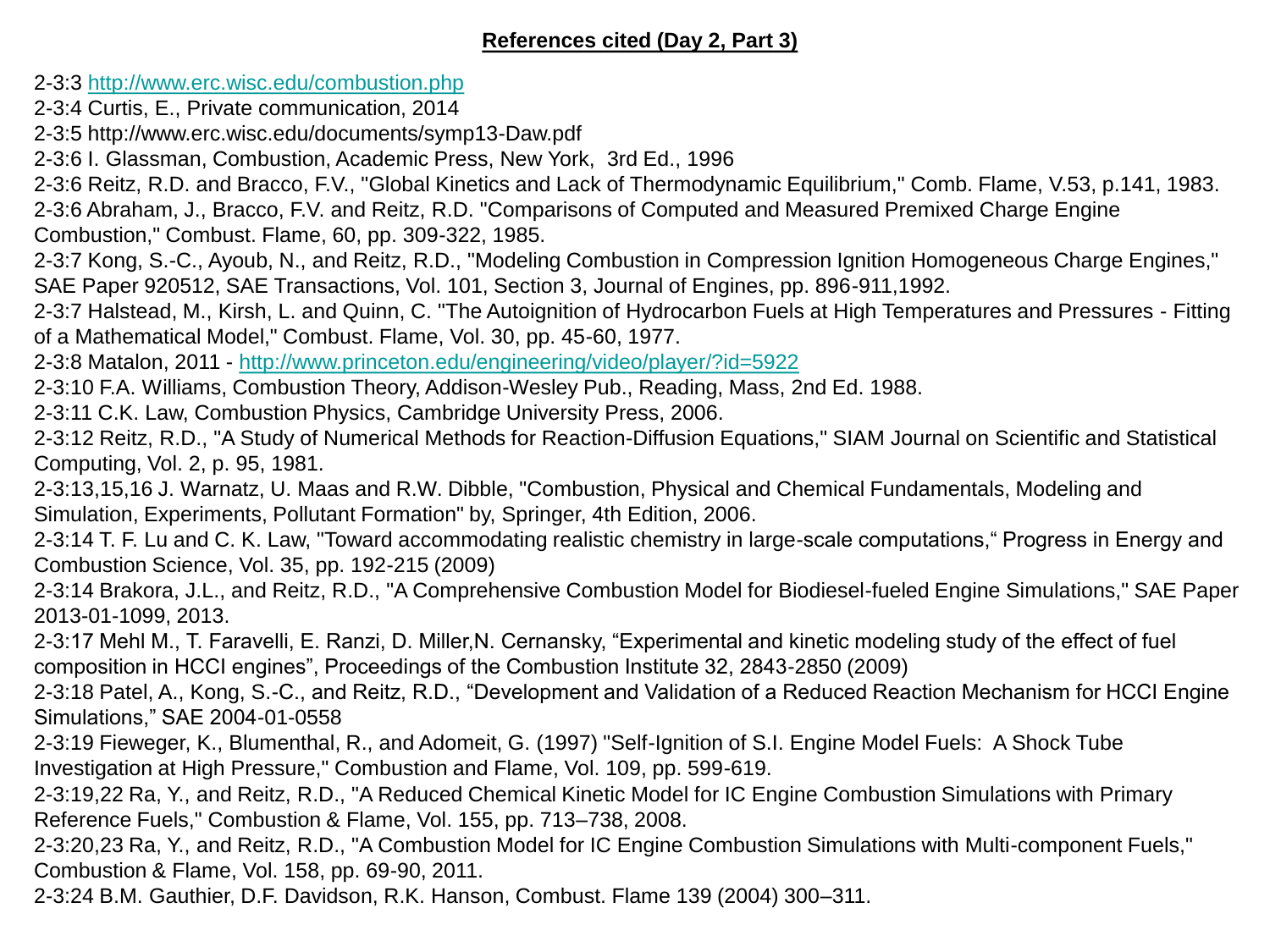**References cited (Day 2, Part 3)**

2-3:3 http://www.erc.wisc.edu/combustion.php
2-3:4 Curtis, E., Private communication, 2014
2-3:5 http://www.erc.wisc.edu/documents/symp13-Daw.pdf
2-3:6 I. Glassman, Combustion, Academic Press, New York, 3rd Ed., 1996
2-3:6 Reitz, R.D. and Bracco, F.V., "Global Kinetics and Lack of Thermodynamic Equilibrium," Comb. Flame, V.53, p.141, 1983.
2-3:6 Abraham, J., Bracco, F.V. and Reitz, R.D. "Comparisons of Computed and Measured Premixed Charge Engine Combustion," Combust. Flame, 60, pp. 309-322, 1985.
2-3:7 Kong, S.-C., Ayoub, N., and Reitz, R.D., "Modeling Combustion in Compression Ignition Homogeneous Charge Engines," SAE Paper 920512, SAE Transactions, Vol. 101, Section 3, Journal of Engines, pp. 896-911,1992.
2-3:7 Halstead, M., Kirsh, L. and Quinn, C. "The Autoignition of Hydrocarbon Fuels at High Temperatures and Pressures - Fitting of a Mathematical Model," Combust. Flame, Vol. 30, pp. 45-60, 1977.
2-3:8 Matalon, 2011 - http://www.princeton.edu/engineering/video/player/?id=5922
2-3:10 F.A. Williams, Combustion Theory, Addison-Wesley Pub., Reading, Mass, 2nd Ed. 1988.
2-3:11 C.K. Law, Combustion Physics, Cambridge University Press, 2006.
2-3:12 Reitz, R.D., "A Study of Numerical Methods for Reaction-Diffusion Equations," SIAM Journal on Scientific and Statistical Computing, Vol. 2, p. 95, 1981.
2-3:13,15,16 J. Warnatz, U. Maas and R.W. Dibble, "Combustion, Physical and Chemical Fundamentals, Modeling and Simulation, Experiments, Pollutant Formation" by, Springer, 4th Edition, 2006.
2-3:14 T. F. Lu and C. K. Law, "Toward accommodating realistic chemistry in large-scale computations," Progress in Energy and Combustion Science, Vol. 35, pp. 192-215 (2009)
2-3:14 Brakora, J.L., and Reitz, R.D., "A Comprehensive Combustion Model for Biodiesel-fueled Engine Simulations," SAE Paper 2013-01-1099, 2013.
2-3:17 Mehl M., T. Faravelli, E. Ranzi, D. Miller,N. Cernansky, "Experimental and kinetic modeling study of the effect of fuel composition in HCCI engines", Proceedings of the Combustion Institute 32, 2843-2850 (2009)
2-3:18 Patel, A., Kong, S.-C., and Reitz, R.D., "Development and Validation of a Reduced Reaction Mechanism for HCCI Engine Simulations," SAE 2004-01-0558
2-3:19 Fieweger, K., Blumenthal, R., and Adomeit, G. (1997) "Self-Ignition of S.I. Engine Model Fuels: A Shock Tube Investigation at High Pressure," Combustion and Flame, Vol. 109, pp. 599-619.
2-3:19,22 Ra, Y., and Reitz, R.D., "A Reduced Chemical Kinetic Model for IC Engine Combustion Simulations with Primary Reference Fuels," Combustion & Flame, Vol. 155, pp. 713–738, 2008.
2-3:20,23 Ra, Y., and Reitz, R.D., "A Combustion Model for IC Engine Combustion Simulations with Multi-component Fuels," Combustion & Flame, Vol. 158, pp. 69-90, 2011.
2-3:24 B.M. Gauthier, D.F. Davidson, R.K. Hanson, Combust. Flame 139 (2004) 300–311.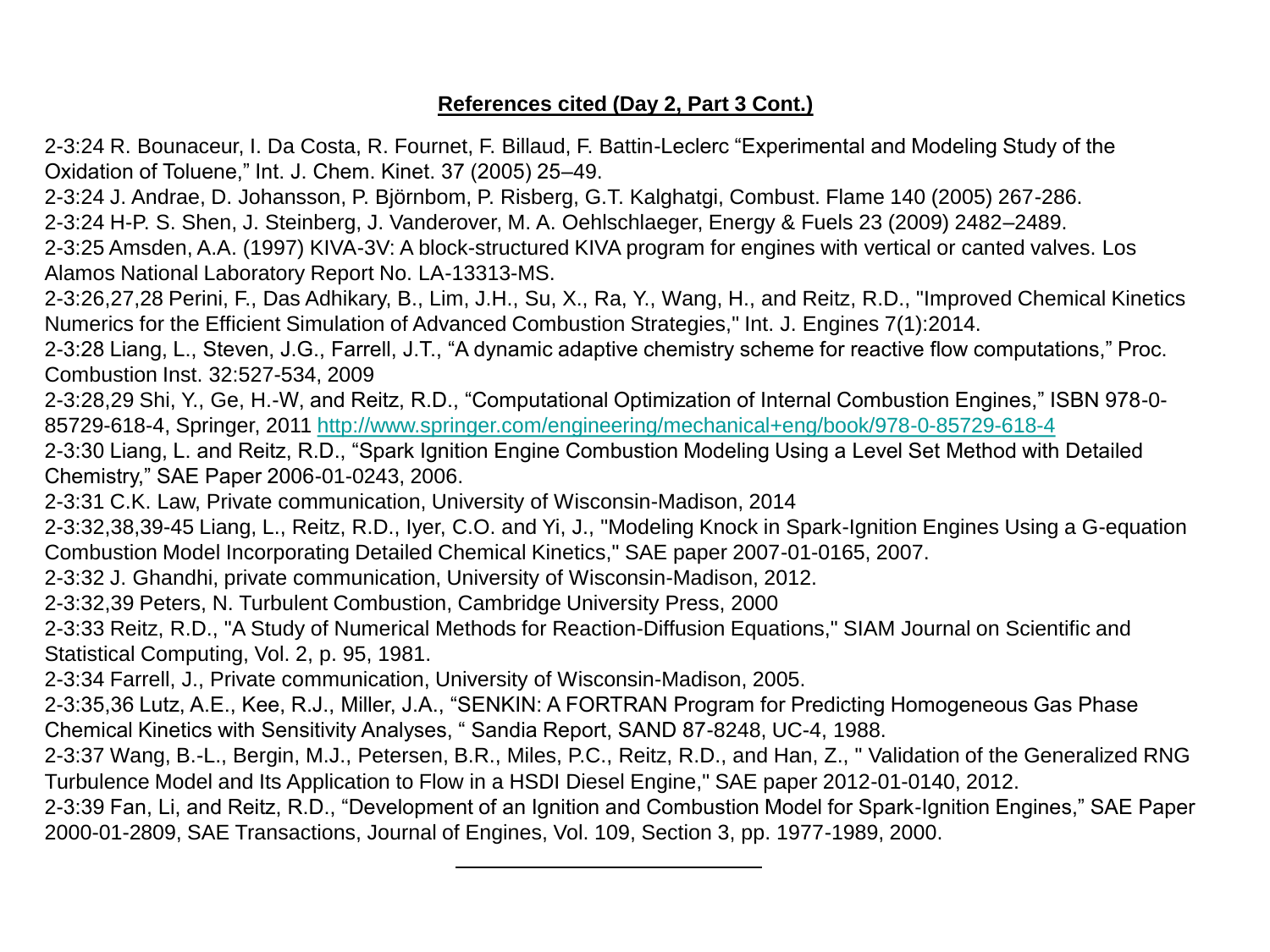**References cited (Day 2, Part 3 Cont.)**

2-3:24 R. Bounaceur, I. Da Costa, R. Fournet, F. Billaud, F. Battin-Leclerc "Experimental and Modeling Study of the Oxidation of Toluene," Int. J. Chem. Kinet. 37 (2005) 25–49.

2-3:24 J. Andrae, D. Johansson, P. Björnbom, P. Risberg, G.T. Kalghatgi, Combust. Flame 140 (2005) 267-286.

2-3:24 H-P. S. Shen, J. Steinberg, J. Vanderover, M. A. Oehlschlaeger, Energy & Fuels 23 (2009) 2482–2489.

2-3:25 Amsden, A.A. (1997) KIVA-3V: A block-structured KIVA program for engines with vertical or canted valves. Los Alamos National Laboratory Report No. LA-13313-MS.

2-3:26,27,28 Perini, F., Das Adhikary, B., Lim, J.H., Su, X., Ra, Y., Wang, H., and Reitz, R.D., "Improved Chemical Kinetics Numerics for the Efficient Simulation of Advanced Combustion Strategies," Int. J. Engines 7(1):2014.

2-3:28 Liang, L., Steven, J.G., Farrell, J.T., "A dynamic adaptive chemistry scheme for reactive flow computations," Proc. Combustion Inst. 32:527-534, 2009

2-3:28,29 Shi, Y., Ge, H.-W, and Reitz, R.D., "Computational Optimization of Internal Combustion Engines," ISBN 978-0-85729-618-4, Springer, 2011 http://www.springer.com/engineering/mechanical+eng/book/978-0-85729-618-4

2-3:30 Liang, L. and Reitz, R.D., "Spark Ignition Engine Combustion Modeling Using a Level Set Method with Detailed Chemistry," SAE Paper 2006-01-0243, 2006.

2-3:31 C.K. Law, Private communication, University of Wisconsin-Madison, 2014

2-3:32,38,39-45 Liang, L., Reitz, R.D., Iyer, C.O. and Yi, J., "Modeling Knock in Spark-Ignition Engines Using a G-equation Combustion Model Incorporating Detailed Chemical Kinetics," SAE paper 2007-01-0165, 2007.

2-3:32 J. Ghandhi, private communication, University of Wisconsin-Madison, 2012.

2-3:32,39 Peters, N. Turbulent Combustion, Cambridge University Press, 2000

2-3:33 Reitz, R.D., "A Study of Numerical Methods for Reaction-Diffusion Equations," SIAM Journal on Scientific and Statistical Computing, Vol. 2, p. 95, 1981.

2-3:34 Farrell, J., Private communication, University of Wisconsin-Madison, 2005.

2-3:35,36 Lutz, A.E., Kee, R.J., Miller, J.A., "SENKIN: A FORTRAN Program for Predicting Homogeneous Gas Phase Chemical Kinetics with Sensitivity Analyses, " Sandia Report, SAND 87-8248, UC-4, 1988.

2-3:37 Wang, B.-L., Bergin, M.J., Petersen, B.R., Miles, P.C., Reitz, R.D., and Han, Z., " Validation of the Generalized RNG Turbulence Model and Its Application to Flow in a HSDI Diesel Engine," SAE paper 2012-01-0140, 2012.

2-3:39 Fan, Li, and Reitz, R.D., "Development of an Ignition and Combustion Model for Spark-Ignition Engines," SAE Paper 2000-01-2809, SAE Transactions, Journal of Engines, Vol. 109, Section 3, pp. 1977-1989, 2000.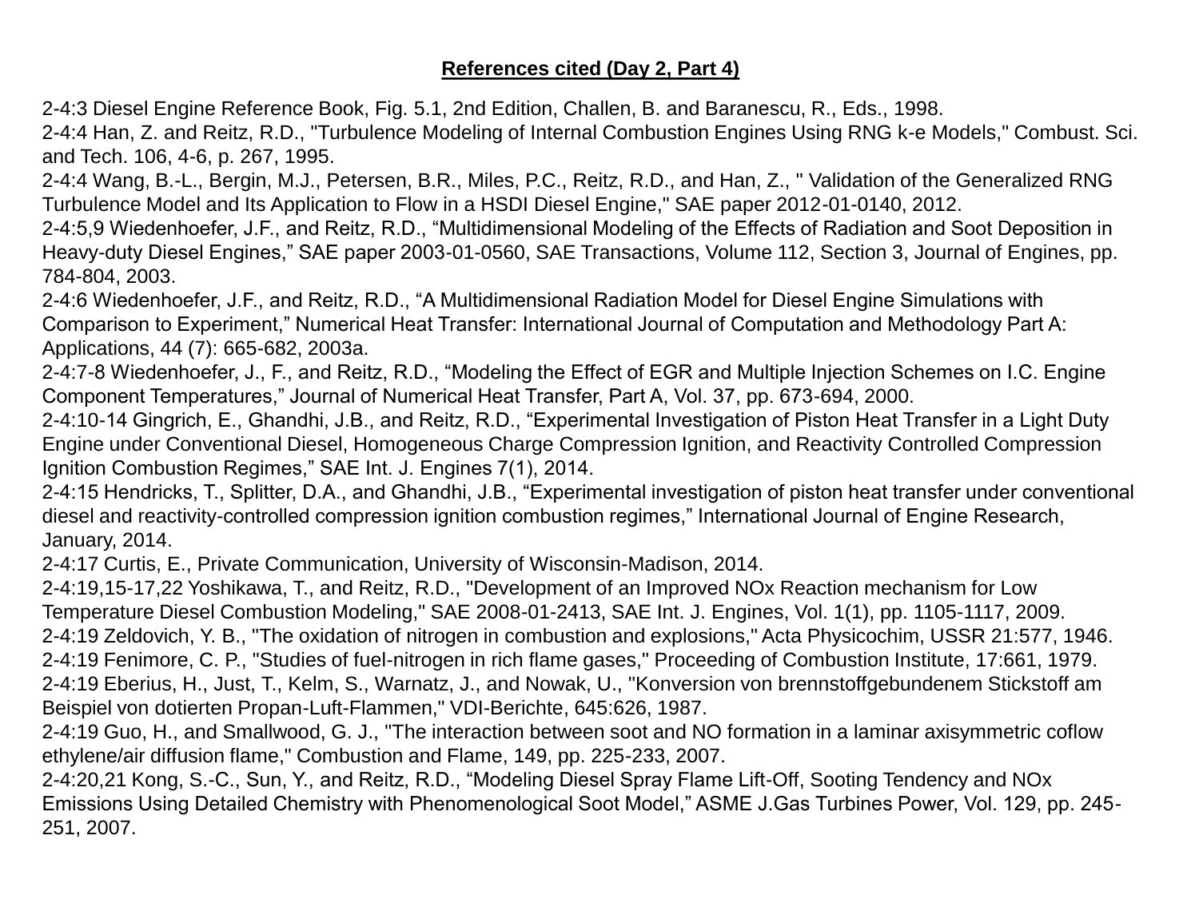**References cited (Day 2, Part 4)**

2-4:3 Diesel Engine Reference Book, Fig. 5.1, 2nd Edition, Challen, B. and Baranescu, R., Eds., 1998.
2-4:4 Han, Z. and Reitz, R.D., "Turbulence Modeling of Internal Combustion Engines Using RNG k-e Models," Combust. Sci. and Tech. 106, 4-6, p. 267, 1995.
2-4:4 Wang, B.-L., Bergin, M.J., Petersen, B.R., Miles, P.C., Reitz, R.D., and Han, Z., " Validation of the Generalized RNG Turbulence Model and Its Application to Flow in a HSDI Diesel Engine," SAE paper 2012-01-0140, 2012.
2-4:5,9 Wiedenhoefer, J.F., and Reitz, R.D., “Multidimensional Modeling of the Effects of Radiation and Soot Deposition in Heavy-duty Diesel Engines,” SAE paper 2003-01-0560, SAE Transactions, Volume 112, Section 3, Journal of Engines, pp. 784-804, 2003.
2-4:6 Wiedenhoefer, J.F., and Reitz, R.D., “A Multidimensional Radiation Model for Diesel Engine Simulations with Comparison to Experiment,” Numerical Heat Transfer: International Journal of Computation and Methodology Part A: Applications, 44 (7): 665-682, 2003a.
2-4:7-8 Wiedenhoefer, J., F., and Reitz, R.D., “Modeling the Effect of EGR and Multiple Injection Schemes on I.C. Engine Component Temperatures,” Journal of Numerical Heat Transfer, Part A, Vol. 37, pp. 673-694, 2000.
2-4:10-14 Gingrich, E., Ghandhi, J.B., and Reitz, R.D., “Experimental Investigation of Piston Heat Transfer in a Light Duty Engine under Conventional Diesel, Homogeneous Charge Compression Ignition, and Reactivity Controlled Compression Ignition Combustion Regimes,” SAE Int. J. Engines 7(1), 2014.
2-4:15 Hendricks, T., Splitter, D.A., and Ghandhi, J.B., “Experimental investigation of piston heat transfer under conventional diesel and reactivity-controlled compression ignition combustion regimes,” International Journal of Engine Research, January, 2014.
2-4:17 Curtis, E., Private Communication, University of Wisconsin-Madison, 2014.
2-4:19,15-17,22 Yoshikawa, T., and Reitz, R.D., "Development of an Improved NOx Reaction mechanism for Low Temperature Diesel Combustion Modeling," SAE 2008-01-2413, SAE Int. J. Engines, Vol. 1(1), pp. 1105-1117, 2009.
2-4:19 Zeldovich, Y. B., "The oxidation of nitrogen in combustion and explosions," Acta Physicochim, USSR 21:577, 1946.
2-4:19 Fenimore, C. P., "Studies of fuel-nitrogen in rich flame gases," Proceeding of Combustion Institute, 17:661, 1979.
2-4:19 Eberius, H., Just, T., Kelm, S., Warnatz, J., and Nowak, U., "Konversion von brennstoffgebundenem Stickstoff am Beispiel von dotierten Propan-Luft-Flammen," VDI-Berichte, 645:626, 1987.
2-4:19 Guo, H., and Smallwood, G. J., "The interaction between soot and NO formation in a laminar axisymmetric coflow ethylene/air diffusion flame," Combustion and Flame, 149, pp. 225-233, 2007.
2-4:20,21 Kong, S.-C., Sun, Y., and Reitz, R.D., “Modeling Diesel Spray Flame Lift-Off, Sooting Tendency and NOx Emissions Using Detailed Chemistry with Phenomenological Soot Model,” ASME J.Gas Turbines Power, Vol. 129, pp. 245-251, 2007.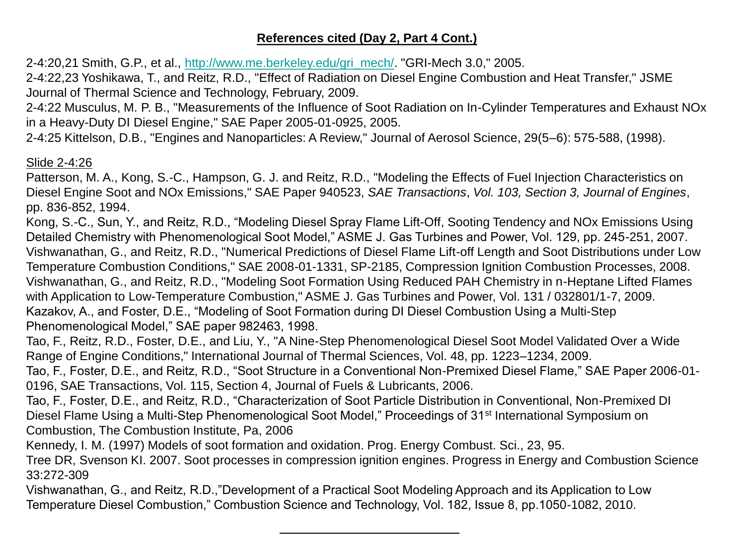## References cited (Day 2, Part 4 Cont.)

2-4:20,21 Smith, G.P., et al., http://www.me.berkeley.edu/gri_mech/. "GRI-Mech 3.0," 2005.
2-4:22,23 Yoshikawa, T., and Reitz, R.D., "Effect of Radiation on Diesel Engine Combustion and Heat Transfer," JSME Journal of Thermal Science and Technology, February, 2009.
2-4:22 Musculus, M. P. B., "Measurements of the Influence of Soot Radiation on In-Cylinder Temperatures and Exhaust NOx in a Heavy-Duty DI Diesel Engine," SAE Paper 2005-01-0925, 2005.
2-4:25 Kittelson, D.B., "Engines and Nanoparticles: A Review," Journal of Aerosol Science, 29(5–6): 575-588, (1998).

Slide 2-4:26

Patterson, M. A., Kong, S.-C., Hampson, G. J. and Reitz, R.D., "Modeling the Effects of Fuel Injection Characteristics on Diesel Engine Soot and NOx Emissions," SAE Paper 940523, *SAE Transactions*, *Vol. 103, Section 3, Journal of Engines*, pp. 836-852, 1994.
Kong, S.-C., Sun, Y., and Reitz, R.D., "Modeling Diesel Spray Flame Lift-Off, Sooting Tendency and NOx Emissions Using Detailed Chemistry with Phenomenological Soot Model," ASME J. Gas Turbines and Power, Vol. 129, pp. 245-251, 2007.
Vishwanathan, G., and Reitz, R.D., "Numerical Predictions of Diesel Flame Lift-off Length and Soot Distributions under Low Temperature Combustion Conditions," SAE 2008-01-1331, SP-2185, Compression Ignition Combustion Processes, 2008.
Vishwanathan, G., and Reitz, R.D., "Modeling Soot Formation Using Reduced PAH Chemistry in n-Heptane Lifted Flames with Application to Low-Temperature Combustion," ASME J. Gas Turbines and Power, Vol. 131 / 032801/1-7, 2009.
Kazakov, A., and Foster, D.E., "Modeling of Soot Formation during DI Diesel Combustion Using a Multi-Step Phenomenological Model," SAE paper 982463, 1998.
Tao, F., Reitz, R.D., Foster, D.E., and Liu, Y., "A Nine-Step Phenomenological Diesel Soot Model Validated Over a Wide Range of Engine Conditions," International Journal of Thermal Sciences, Vol. 48, pp. 1223–1234, 2009.
Tao, F., Foster, D.E., and Reitz, R.D., "Soot Structure in a Conventional Non-Premixed Diesel Flame," SAE Paper 2006-01-0196, SAE Transactions, Vol. 115, Section 4, Journal of Fuels & Lubricants, 2006.
Tao, F., Foster, D.E., and Reitz, R.D., "Characterization of Soot Particle Distribution in Conventional, Non-Premixed DI Diesel Flame Using a Multi-Step Phenomenological Soot Model," Proceedings of 31st International Symposium on Combustion, The Combustion Institute, Pa, 2006
Kennedy, I. M. (1997) Models of soot formation and oxidation. Prog. Energy Combust. Sci., 23, 95.
Tree DR, Svenson KI. 2007. Soot processes in compression ignition engines. Progress in Energy and Combustion Science 33:272-309
Vishwanathan, G., and Reitz, R.D.,"Development of a Practical Soot Modeling Approach and its Application to Low Temperature Diesel Combustion," Combustion Science and Technology, Vol. 182, Issue 8, pp.1050-1082, 2010.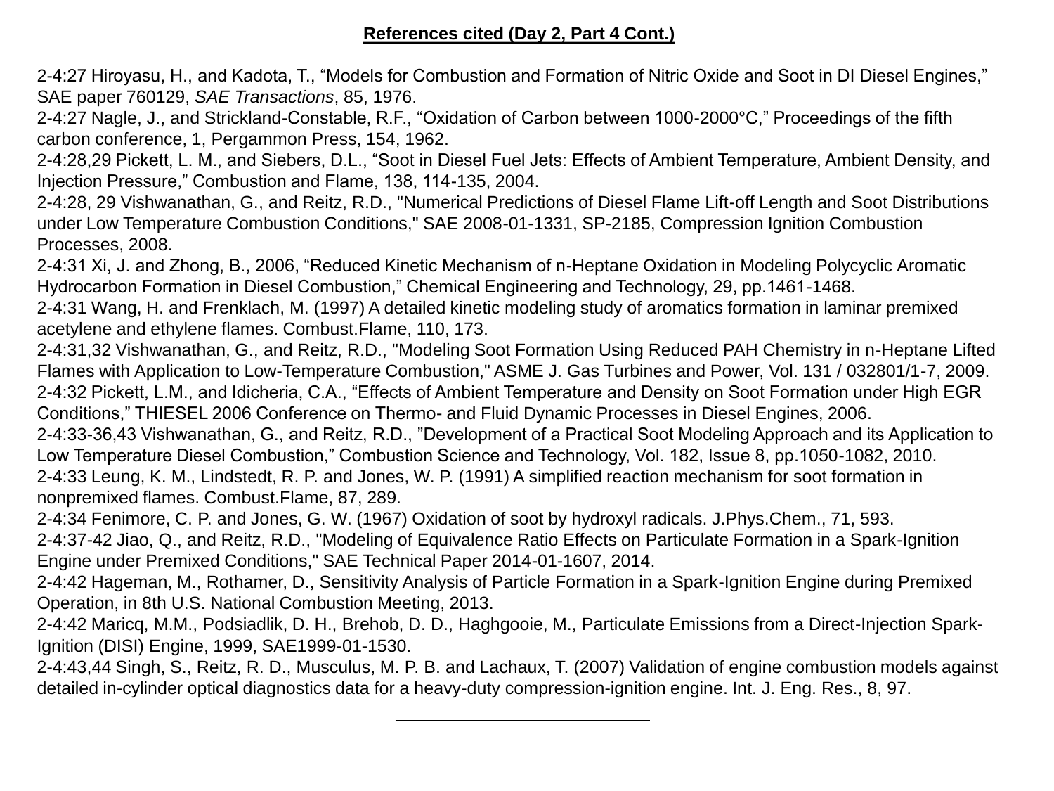**References cited (Day 2, Part 4 Cont.)**

2-4:27 Hiroyasu, H., and Kadota, T., “Models for Combustion and Formation of Nitric Oxide and Soot in DI Diesel Engines,” SAE paper 760129, *SAE Transactions*, 85, 1976.

2-4:27 Nagle, J., and Strickland-Constable, R.F., “Oxidation of Carbon between 1000-2000°C,” Proceedings of the fifth carbon conference, 1, Pergammon Press, 154, 1962.

2-4:28,29 Pickett, L. M., and Siebers, D.L., “Soot in Diesel Fuel Jets: Effects of Ambient Temperature, Ambient Density, and Injection Pressure,” Combustion and Flame, 138, 114-135, 2004.

2-4:28, 29 Vishwanathan, G., and Reitz, R.D., "Numerical Predictions of Diesel Flame Lift-off Length and Soot Distributions under Low Temperature Combustion Conditions," SAE 2008-01-1331, SP-2185, Compression Ignition Combustion Processes, 2008.

2-4:31 Xi, J. and Zhong, B., 2006, “Reduced Kinetic Mechanism of n-Heptane Oxidation in Modeling Polycyclic Aromatic Hydrocarbon Formation in Diesel Combustion,” Chemical Engineering and Technology, 29, pp.1461-1468.

2-4:31 Wang, H. and Frenklach, M. (1997) A detailed kinetic modeling study of aromatics formation in laminar premixed acetylene and ethylene flames. Combust.Flame, 110, 173.

2-4:31,32 Vishwanathan, G., and Reitz, R.D., "Modeling Soot Formation Using Reduced PAH Chemistry in n-Heptane Lifted Flames with Application to Low-Temperature Combustion," ASME J. Gas Turbines and Power, Vol. 131 / 032801/1-7, 2009.

2-4:32 Pickett, L.M., and Idicheria, C.A., “Effects of Ambient Temperature and Density on Soot Formation under High EGR Conditions,” THIESEL 2006 Conference on Thermo- and Fluid Dynamic Processes in Diesel Engines, 2006.

2-4:33-36,43 Vishwanathan, G., and Reitz, R.D., ”Development of a Practical Soot Modeling Approach and its Application to Low Temperature Diesel Combustion,” Combustion Science and Technology, Vol. 182, Issue 8, pp.1050-1082, 2010.

2-4:33 Leung, K. M., Lindstedt, R. P. and Jones, W. P. (1991) A simplified reaction mechanism for soot formation in nonpremixed flames. Combust.Flame, 87, 289.

2-4:34 Fenimore, C. P. and Jones, G. W. (1967) Oxidation of soot by hydroxyl radicals. J.Phys.Chem., 71, 593.

2-4:37-42 Jiao, Q., and Reitz, R.D., "Modeling of Equivalence Ratio Effects on Particulate Formation in a Spark-Ignition Engine under Premixed Conditions," SAE Technical Paper 2014-01-1607, 2014.

2-4:42 Hageman, M., Rothamer, D., Sensitivity Analysis of Particle Formation in a Spark-Ignition Engine during Premixed Operation, in 8th U.S. National Combustion Meeting, 2013.

2-4:42 Maricq, M.M., Podsiadlik, D. H., Brehob, D. D., Haghgooie, M., Particulate Emissions from a Direct-Injection Spark-Ignition (DISI) Engine, 1999, SAE1999-01-1530.

2-4:43,44 Singh, S., Reitz, R. D., Musculus, M. P. B. and Lachaux, T. (2007) Validation of engine combustion models against detailed in-cylinder optical diagnostics data for a heavy-duty compression-ignition engine. Int. J. Eng. Res., 8, 97.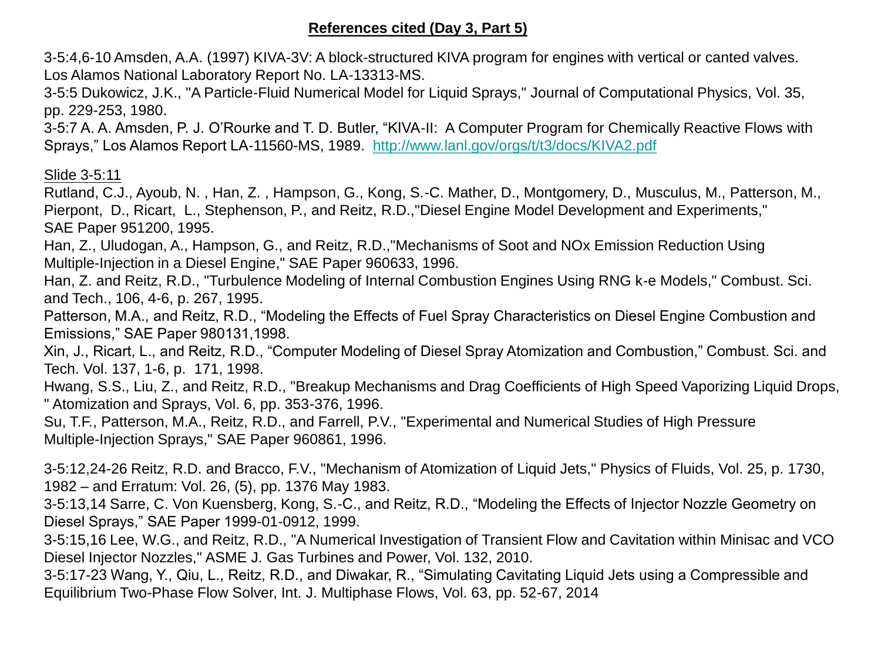## References cited (Day 3, Part 5)

3-5:4,6-10 Amsden, A.A. (1997) KIVA-3V: A block-structured KIVA program for engines with vertical or canted valves. Los Alamos National Laboratory Report No. LA-13313-MS.

3-5:5 Dukowicz, J.K., "A Particle-Fluid Numerical Model for Liquid Sprays," Journal of Computational Physics, Vol. 35, pp. 229-253, 1980.

3-5:7 A. A. Amsden, P. J. O'Rourke and T. D. Butler, "KIVA-II: A Computer Program for Chemically Reactive Flows with Sprays," Los Alamos Report LA-11560-MS, 1989. http://www.lanl.gov/orgs/t/t3/docs/KIVA2.pdf

Slide 3-5:11

Rutland, C.J., Ayoub, N. , Han, Z. , Hampson, G., Kong, S.-C. Mather, D., Montgomery, D., Musculus, M., Patterson, M., Pierpont, D., Ricart, L., Stephenson, P., and Reitz, R.D.,"Diesel Engine Model Development and Experiments," SAE Paper 951200, 1995.

Han, Z., Uludogan, A., Hampson, G., and Reitz, R.D.,"Mechanisms of Soot and NOx Emission Reduction Using Multiple-Injection in a Diesel Engine," SAE Paper 960633, 1996.

Han, Z. and Reitz, R.D., "Turbulence Modeling of Internal Combustion Engines Using RNG k-e Models," Combust. Sci. and Tech., 106, 4-6, p. 267, 1995.

Patterson, M.A., and Reitz, R.D., "Modeling the Effects of Fuel Spray Characteristics on Diesel Engine Combustion and Emissions," SAE Paper 980131,1998.

Xin, J., Ricart, L., and Reitz, R.D., "Computer Modeling of Diesel Spray Atomization and Combustion," Combust. Sci. and Tech. Vol. 137, 1-6, p. 171, 1998.

Hwang, S.S., Liu, Z., and Reitz, R.D., "Breakup Mechanisms and Drag Coefficients of High Speed Vaporizing Liquid Drops, " Atomization and Sprays, Vol. 6, pp. 353-376, 1996.

Su, T.F., Patterson, M.A., Reitz, R.D., and Farrell, P.V., "Experimental and Numerical Studies of High Pressure Multiple-Injection Sprays," SAE Paper 960861, 1996.

3-5:12,24-26 Reitz, R.D. and Bracco, F.V., "Mechanism of Atomization of Liquid Jets," Physics of Fluids, Vol. 25, p. 1730, 1982 – and Erratum: Vol. 26, (5), pp. 1376 May 1983.

3-5:13,14 Sarre, C. Von Kuensberg, Kong, S.-C., and Reitz, R.D., "Modeling the Effects of Injector Nozzle Geometry on Diesel Sprays," SAE Paper 1999-01-0912, 1999.

3-5:15,16 Lee, W.G., and Reitz, R.D., "A Numerical Investigation of Transient Flow and Cavitation within Minisac and VCO Diesel Injector Nozzles," ASME J. Gas Turbines and Power, Vol. 132, 2010.

3-5:17-23 Wang, Y., Qiu, L., Reitz, R.D., and Diwakar, R., "Simulating Cavitating Liquid Jets using a Compressible and Equilibrium Two-Phase Flow Solver, Int. J. Multiphase Flows, Vol. 63, pp. 52-67, 2014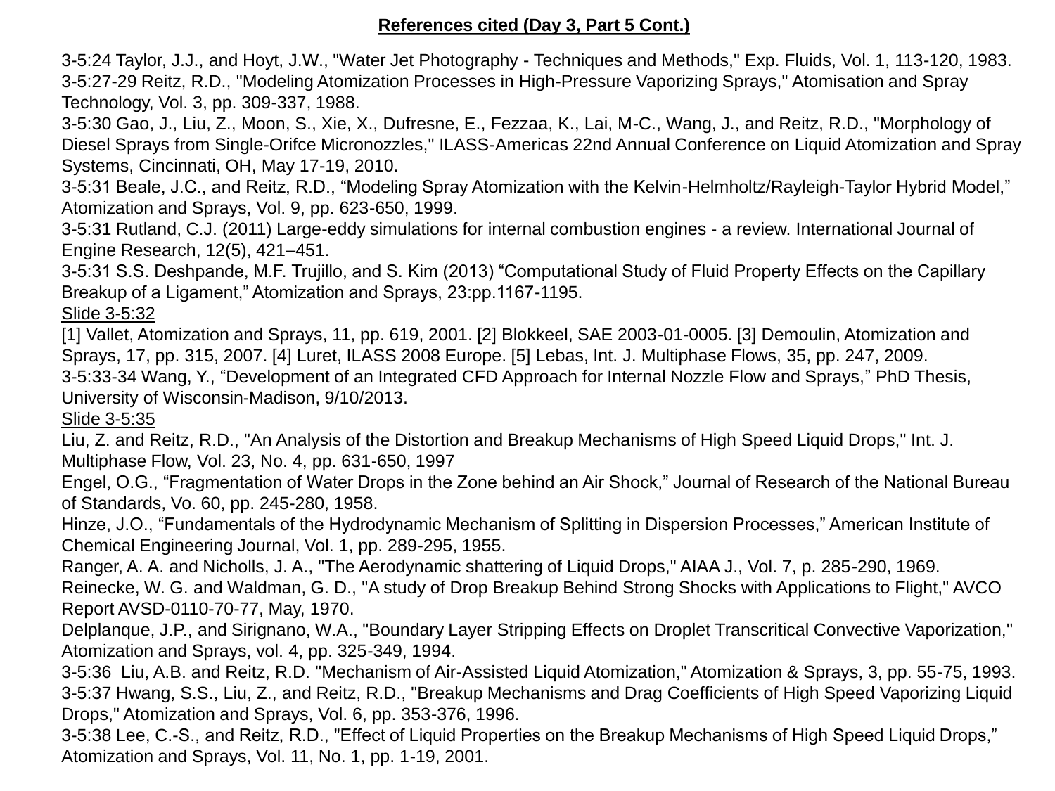## References cited (Day 3, Part 5 Cont.)

3-5:24 Taylor, J.J., and Hoyt, J.W., "Water Jet Photography - Techniques and Methods," Exp. Fluids, Vol. 1, 113-120, 1983.
3-5:27-29 Reitz, R.D., "Modeling Atomization Processes in High-Pressure Vaporizing Sprays," Atomisation and Spray Technology, Vol. 3, pp. 309-337, 1988.
3-5:30 Gao, J., Liu, Z., Moon, S., Xie, X., Dufresne, E., Fezzaa, K., Lai, M-C., Wang, J., and Reitz, R.D., "Morphology of Diesel Sprays from Single-Orifce Micronozzles," ILASS-Americas 22nd Annual Conference on Liquid Atomization and Spray Systems, Cincinnati, OH, May 17-19, 2010.
3-5:31 Beale, J.C., and Reitz, R.D., "Modeling Spray Atomization with the Kelvin-Helmholtz/Rayleigh-Taylor Hybrid Model," Atomization and Sprays, Vol. 9, pp. 623-650, 1999.
3-5:31 Rutland, C.J. (2011) Large-eddy simulations for internal combustion engines - a review. International Journal of Engine Research, 12(5), 421–451.
3-5:31 S.S. Deshpande, M.F. Trujillo, and S. Kim (2013) "Computational Study of Fluid Property Effects on the Capillary Breakup of a Ligament," Atomization and Sprays, 23:pp.1167-1195.

Slide 3-5:32

[1] Vallet, Atomization and Sprays, 11, pp. 619, 2001. [2] Blokkeel, SAE 2003-01-0005. [3] Demoulin, Atomization and Sprays, 17, pp. 315, 2007. [4] Luret, ILASS 2008 Europe. [5] Lebas, Int. J. Multiphase Flows, 35, pp. 247, 2009.
3-5:33-34 Wang, Y., "Development of an Integrated CFD Approach for Internal Nozzle Flow and Sprays," PhD Thesis, University of Wisconsin-Madison, 9/10/2013.

Slide 3-5:35

Liu, Z. and Reitz, R.D., "An Analysis of the Distortion and Breakup Mechanisms of High Speed Liquid Drops," Int. J. Multiphase Flow, Vol. 23, No. 4, pp. 631-650, 1997
Engel, O.G., "Fragmentation of Water Drops in the Zone behind an Air Shock," Journal of Research of the National Bureau of Standards, Vo. 60, pp. 245-280, 1958.
Hinze, J.O., "Fundamentals of the Hydrodynamic Mechanism of Splitting in Dispersion Processes," American Institute of Chemical Engineering Journal, Vol. 1, pp. 289-295, 1955.
Ranger, A. A. and Nicholls, J. A., "The Aerodynamic shattering of Liquid Drops," AIAA J., Vol. 7, p. 285-290, 1969.
Reinecke, W. G. and Waldman, G. D., "A study of Drop Breakup Behind Strong Shocks with Applications to Flight," AVCO Report AVSD-0110-70-77, May, 1970.
Delplanque, J.P., and Sirignano, W.A., "Boundary Layer Stripping Effects on Droplet Transcritical Convective Vaporization," Atomization and Sprays, vol. 4, pp. 325-349, 1994.
3-5:36 Liu, A.B. and Reitz, R.D. "Mechanism of Air-Assisted Liquid Atomization," Atomization & Sprays, 3, pp. 55-75, 1993.
3-5:37 Hwang, S.S., Liu, Z., and Reitz, R.D., "Breakup Mechanisms and Drag Coefficients of High Speed Vaporizing Liquid Drops," Atomization and Sprays, Vol. 6, pp. 353-376, 1996.
3-5:38 Lee, C.-S., and Reitz, R.D., "Effect of Liquid Properties on the Breakup Mechanisms of High Speed Liquid Drops," Atomization and Sprays, Vol. 11, No. 1, pp. 1-19, 2001.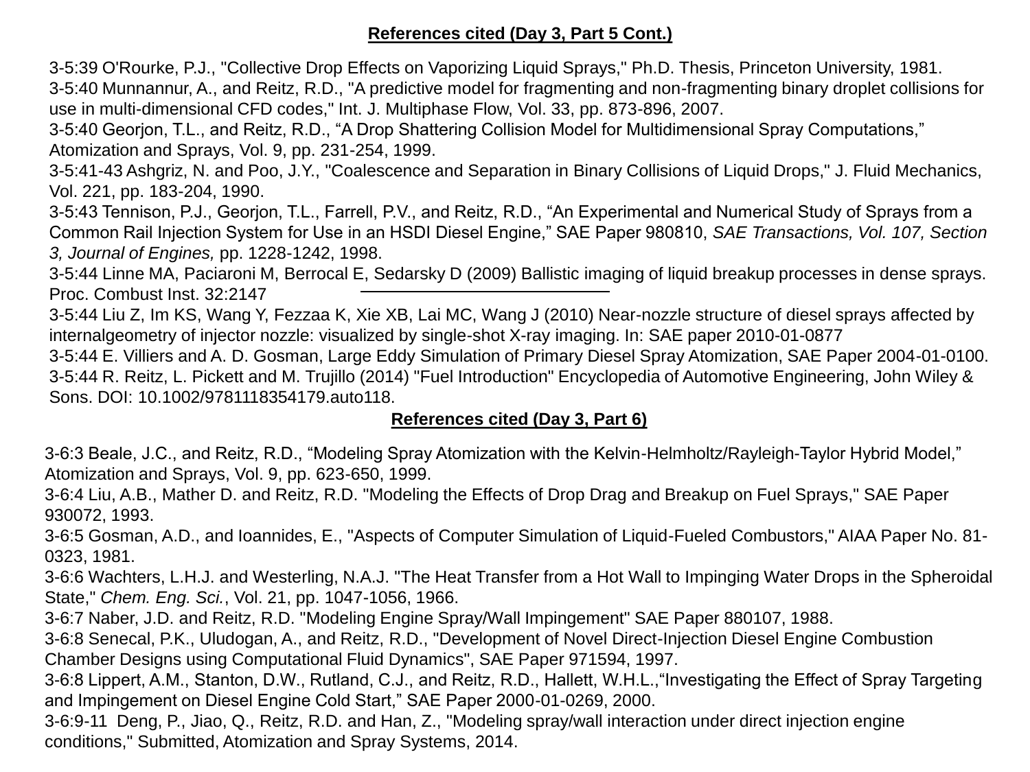## References cited (Day 3, Part 5 Cont.)

3-5:39 O'Rourke, P.J., "Collective Drop Effects on Vaporizing Liquid Sprays," Ph.D. Thesis, Princeton University, 1981.
3-5:40 Munnannur, A., and Reitz, R.D., "A predictive model for fragmenting and non-fragmenting binary droplet collisions for use in multi-dimensional CFD codes," Int. J. Multiphase Flow, Vol. 33, pp. 873-896, 2007.
3-5:40 Georjon, T.L., and Reitz, R.D., "A Drop Shattering Collision Model for Multidimensional Spray Computations," Atomization and Sprays, Vol. 9, pp. 231-254, 1999.
3-5:41-43 Ashgriz, N. and Poo, J.Y., "Coalescence and Separation in Binary Collisions of Liquid Drops," J. Fluid Mechanics, Vol. 221, pp. 183-204, 1990.
3-5:43 Tennison, P.J., Georjon, T.L., Farrell, P.V., and Reitz, R.D., "An Experimental and Numerical Study of Sprays from a Common Rail Injection System for Use in an HSDI Diesel Engine," SAE Paper 980810, *SAE Transactions, Vol. 107, Section 3, Journal of Engines,* pp. 1228-1242, 1998.
3-5:44 Linne MA, Paciaroni M, Berrocal E, Sedarsky D (2009) Ballistic imaging of liquid breakup processes in dense sprays. Proc. Combust Inst. 32:2147

3-5:44 Liu Z, Im KS, Wang Y, Fezzaa K, Xie XB, Lai MC, Wang J (2010) Near-nozzle structure of diesel sprays affected by internalgeometry of injector nozzle: visualized by single-shot X-ray imaging. In: SAE paper 2010-01-0877
3-5:44 E. Villiers and A. D. Gosman, Large Eddy Simulation of Primary Diesel Spray Atomization, SAE Paper 2004-01-0100.
3-5:44 R. Reitz, L. Pickett and M. Trujillo (2014) "Fuel Introduction" Encyclopedia of Automotive Engineering, John Wiley & Sons. DOI: 10.1002/9781118354179.auto118.

## References cited (Day 3, Part 6)

3-6:3 Beale, J.C., and Reitz, R.D., "Modeling Spray Atomization with the Kelvin-Helmholtz/Rayleigh-Taylor Hybrid Model," Atomization and Sprays, Vol. 9, pp. 623-650, 1999.
3-6:4 Liu, A.B., Mather D. and Reitz, R.D. "Modeling the Effects of Drop Drag and Breakup on Fuel Sprays," SAE Paper 930072, 1993.
3-6:5 Gosman, A.D., and Ioannides, E., "Aspects of Computer Simulation of Liquid-Fueled Combustors," AIAA Paper No. 81-0323, 1981.
3-6:6 Wachters, L.H.J. and Westerling, N.A.J. "The Heat Transfer from a Hot Wall to Impinging Water Drops in the Spheroidal State," *Chem. Eng. Sci.*, Vol. 21, pp. 1047-1056, 1966.
3-6:7 Naber, J.D. and Reitz, R.D. "Modeling Engine Spray/Wall Impingement" SAE Paper 880107, 1988.
3-6:8 Senecal, P.K., Uludogan, A., and Reitz, R.D., "Development of Novel Direct-Injection Diesel Engine Combustion Chamber Designs using Computational Fluid Dynamics", SAE Paper 971594, 1997.
3-6:8 Lippert, A.M., Stanton, D.W., Rutland, C.J., and Reitz, R.D., Hallett, W.H.L.,"Investigating the Effect of Spray Targeting and Impingement on Diesel Engine Cold Start," SAE Paper 2000-01-0269, 2000.
3-6:9-11 Deng, P., Jiao, Q., Reitz, R.D. and Han, Z., "Modeling spray/wall interaction under direct injection engine conditions," Submitted, Atomization and Spray Systems, 2014.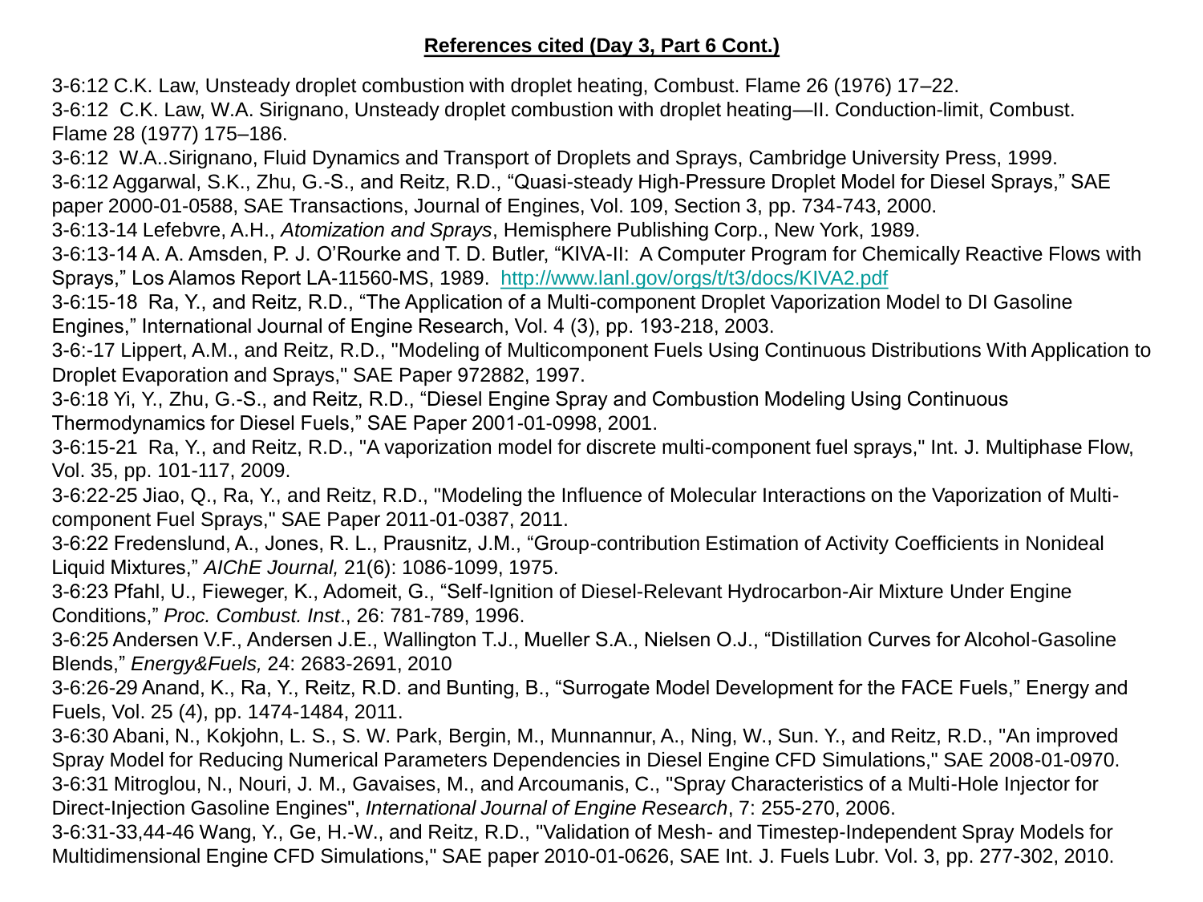**References cited (Day 3, Part 6 Cont.)**

3-6:12 C.K. Law, Unsteady droplet combustion with droplet heating, Combust. Flame 26 (1976) 17–22.
3-6:12 C.K. Law, W.A. Sirignano, Unsteady droplet combustion with droplet heating—II. Conduction-limit, Combust. Flame 28 (1977) 175–186.
3-6:12 W.A..Sirignano, Fluid Dynamics and Transport of Droplets and Sprays, Cambridge University Press, 1999.
3-6:12 Aggarwal, S.K., Zhu, G.-S., and Reitz, R.D., "Quasi-steady High-Pressure Droplet Model for Diesel Sprays," SAE paper 2000-01-0588, SAE Transactions, Journal of Engines, Vol. 109, Section 3, pp. 734-743, 2000.
3-6:13-14 Lefebvre, A.H., *Atomization and Sprays*, Hemisphere Publishing Corp., New York, 1989.
3-6:13-14 A. A. Amsden, P. J. O'Rourke and T. D. Butler, "KIVA-II: A Computer Program for Chemically Reactive Flows with Sprays," Los Alamos Report LA-11560-MS, 1989. http://www.lanl.gov/orgs/t/t3/docs/KIVA2.pdf
3-6:15-18 Ra, Y., and Reitz, R.D., "The Application of a Multi-component Droplet Vaporization Model to DI Gasoline Engines," International Journal of Engine Research, Vol. 4 (3), pp. 193-218, 2003.
3-6:-17 Lippert, A.M., and Reitz, R.D., "Modeling of Multicomponent Fuels Using Continuous Distributions With Application to Droplet Evaporation and Sprays," SAE Paper 972882, 1997.
3-6:18 Yi, Y., Zhu, G.-S., and Reitz, R.D., "Diesel Engine Spray and Combustion Modeling Using Continuous Thermodynamics for Diesel Fuels," SAE Paper 2001-01-0998, 2001.
3-6:15-21 Ra, Y., and Reitz, R.D., "A vaporization model for discrete multi-component fuel sprays," Int. J. Multiphase Flow, Vol. 35, pp. 101-117, 2009.
3-6:22-25 Jiao, Q., Ra, Y., and Reitz, R.D., "Modeling the Influence of Molecular Interactions on the Vaporization of Multi-component Fuel Sprays," SAE Paper 2011-01-0387, 2011.
3-6:22 Fredenslund, A., Jones, R. L., Prausnitz, J.M., "Group-contribution Estimation of Activity Coefficients in Nonideal Liquid Mixtures," *AIChE Journal,* 21(6): 1086-1099, 1975.
3-6:23 Pfahl, U., Fieweger, K., Adomeit, G., "Self-Ignition of Diesel-Relevant Hydrocarbon-Air Mixture Under Engine Conditions," *Proc. Combust. Inst*., 26: 781-789, 1996.
3-6:25 Andersen V.F., Andersen J.E., Wallington T.J., Mueller S.A., Nielsen O.J., "Distillation Curves for Alcohol-Gasoline Blends," *Energy&Fuels,* 24: 2683-2691, 2010
3-6:26-29 Anand, K., Ra, Y., Reitz, R.D. and Bunting, B., "Surrogate Model Development for the FACE Fuels," Energy and Fuels, Vol. 25 (4), pp. 1474-1484, 2011.
3-6:30 Abani, N., Kokjohn, L. S., S. W. Park, Bergin, M., Munnannur, A., Ning, W., Sun. Y., and Reitz, R.D., "An improved Spray Model for Reducing Numerical Parameters Dependencies in Diesel Engine CFD Simulations," SAE 2008-01-0970.
3-6:31 Mitroglou, N., Nouri, J. M., Gavaises, M., and Arcoumanis, C., "Spray Characteristics of a Multi-Hole Injector for Direct-Injection Gasoline Engines", *International Journal of Engine Research*, 7: 255-270, 2006.
3-6:31-33,44-46 Wang, Y., Ge, H.-W., and Reitz, R.D., "Validation of Mesh- and Timestep-Independent Spray Models for Multidimensional Engine CFD Simulations," SAE paper 2010-01-0626, SAE Int. J. Fuels Lubr. Vol. 3, pp. 277-302, 2010.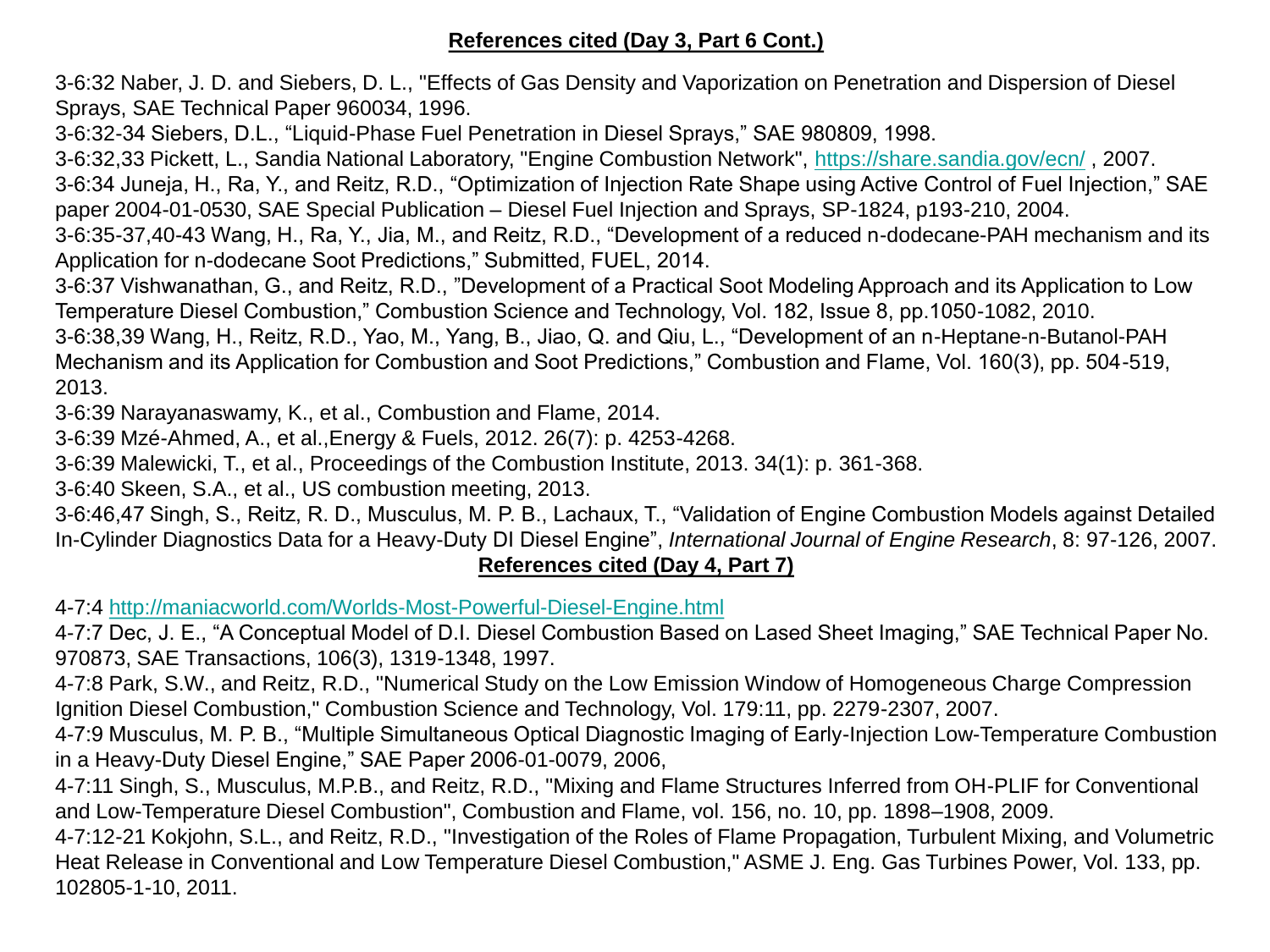## References cited (Day 3, Part 6 Cont.)

3-6:32 Naber, J. D. and Siebers, D. L., "Effects of Gas Density and Vaporization on Penetration and Dispersion of Diesel Sprays, SAE Technical Paper 960034, 1996.

3-6:32-34 Siebers, D.L., “Liquid-Phase Fuel Penetration in Diesel Sprays,” SAE 980809, 1998.

3-6:32,33 Pickett, L., Sandia National Laboratory, "Engine Combustion Network", https://share.sandia.gov/ecn/ , 2007.

3-6:34 Juneja, H., Ra, Y., and Reitz, R.D., “Optimization of Injection Rate Shape using Active Control of Fuel Injection,” SAE paper 2004-01-0530, SAE Special Publication – Diesel Fuel Injection and Sprays, SP-1824, p193-210, 2004.

3-6:35-37,40-43 Wang, H., Ra, Y., Jia, M., and Reitz, R.D., “Development of a reduced n-dodecane-PAH mechanism and its Application for n-dodecane Soot Predictions,” Submitted, FUEL, 2014.

3-6:37 Vishwanathan, G., and Reitz, R.D., ”Development of a Practical Soot Modeling Approach and its Application to Low Temperature Diesel Combustion,” Combustion Science and Technology, Vol. 182, Issue 8, pp.1050-1082, 2010.

3-6:38,39 Wang, H., Reitz, R.D., Yao, M., Yang, B., Jiao, Q. and Qiu, L., “Development of an n-Heptane-n-Butanol-PAH Mechanism and its Application for Combustion and Soot Predictions,” Combustion and Flame, Vol. 160(3), pp. 504-519, 2013.

3-6:39 Narayanaswamy, K., et al., Combustion and Flame, 2014.

3-6:39 Mzé-Ahmed, A., et al.,Energy & Fuels, 2012. 26(7): p. 4253-4268.

3-6:39 Malewicki, T., et al., Proceedings of the Combustion Institute, 2013. 34(1): p. 361-368.

3-6:40 Skeen, S.A., et al., US combustion meeting, 2013.

3-6:46,47 Singh, S., Reitz, R. D., Musculus, M. P. B., Lachaux, T., “Validation of Engine Combustion Models against Detailed In-Cylinder Diagnostics Data for a Heavy-Duty DI Diesel Engine”, *International Journal of Engine Research*, 8: 97-126, 2007.

## References cited (Day 4, Part 7)

4-7:4 http://maniacworld.com/Worlds-Most-Powerful-Diesel-Engine.html

4-7:7 Dec, J. E., “A Conceptual Model of D.I. Diesel Combustion Based on Lased Sheet Imaging,” SAE Technical Paper No. 970873, SAE Transactions, 106(3), 1319-1348, 1997.

4-7:8 Park, S.W., and Reitz, R.D., "Numerical Study on the Low Emission Window of Homogeneous Charge Compression Ignition Diesel Combustion," Combustion Science and Technology, Vol. 179:11, pp. 2279-2307, 2007.

4-7:9 Musculus, M. P. B., “Multiple Simultaneous Optical Diagnostic Imaging of Early-Injection Low-Temperature Combustion in a Heavy-Duty Diesel Engine,” SAE Paper 2006-01-0079, 2006,

4-7:11 Singh, S., Musculus, M.P.B., and Reitz, R.D., "Mixing and Flame Structures Inferred from OH-PLIF for Conventional and Low-Temperature Diesel Combustion", Combustion and Flame, vol. 156, no. 10, pp. 1898–1908, 2009.

4-7:12-21 Kokjohn, S.L., and Reitz, R.D., "Investigation of the Roles of Flame Propagation, Turbulent Mixing, and Volumetric Heat Release in Conventional and Low Temperature Diesel Combustion," ASME J. Eng. Gas Turbines Power, Vol. 133, pp. 102805-1-10, 2011.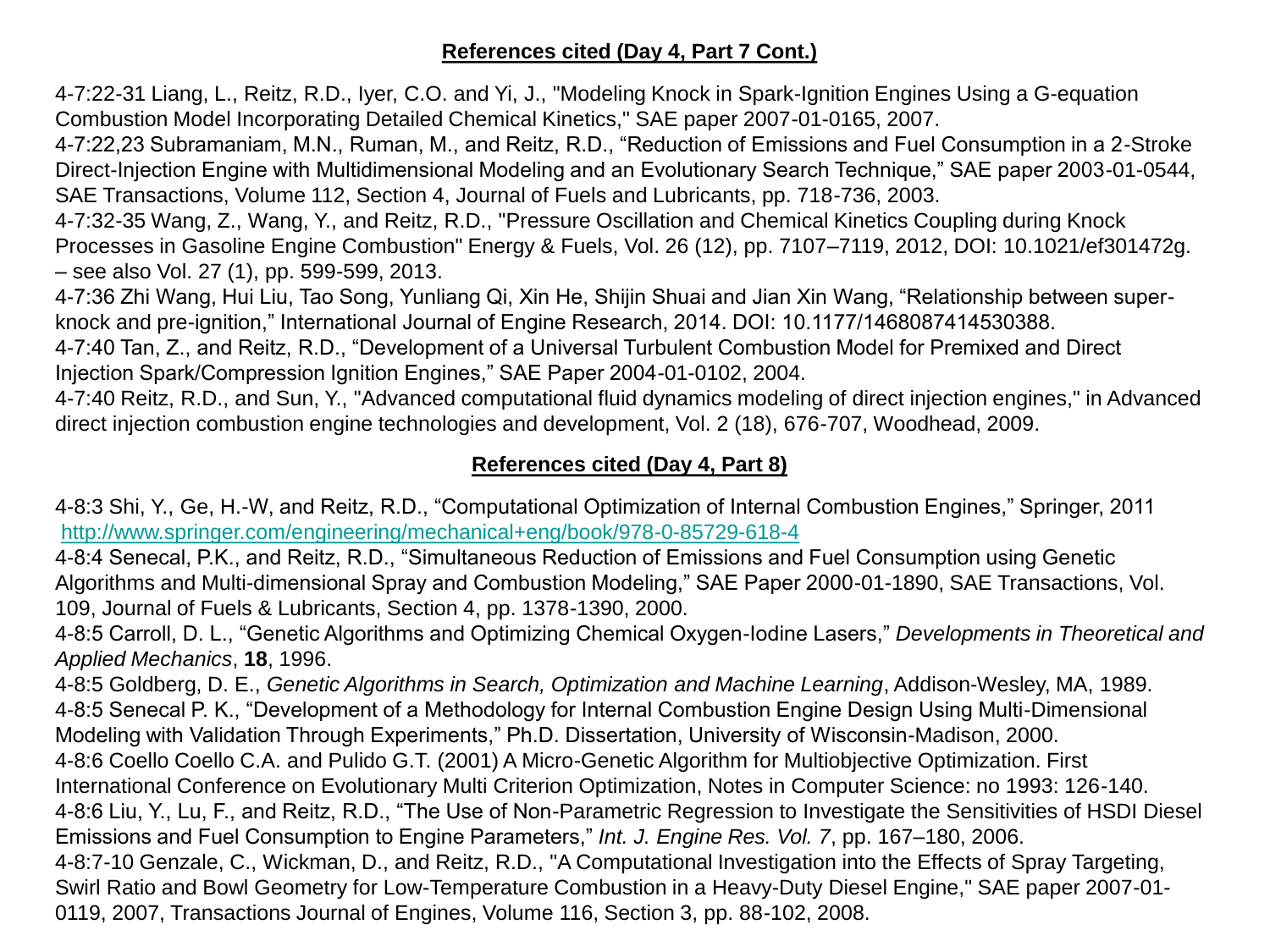## References cited (Day 4, Part 7 Cont.)

4-7:22-31 Liang, L., Reitz, R.D., Iyer, C.O. and Yi, J., "Modeling Knock in Spark-Ignition Engines Using a G-equation Combustion Model Incorporating Detailed Chemical Kinetics," SAE paper 2007-01-0165, 2007.

4-7:22,23 Subramaniam, M.N., Ruman, M., and Reitz, R.D., "Reduction of Emissions and Fuel Consumption in a 2-Stroke Direct-Injection Engine with Multidimensional Modeling and an Evolutionary Search Technique," SAE paper 2003-01-0544, SAE Transactions, Volume 112, Section 4, Journal of Fuels and Lubricants, pp. 718-736, 2003.

4-7:32-35 Wang, Z., Wang, Y., and Reitz, R.D., "Pressure Oscillation and Chemical Kinetics Coupling during Knock Processes in Gasoline Engine Combustion" Energy & Fuels, Vol. 26 (12), pp. 7107–7119, 2012, DOI: 10.1021/ef301472g. – see also Vol. 27 (1), pp. 599-599, 2013.

4-7:36 Zhi Wang, Hui Liu, Tao Song, Yunliang Qi, Xin He, Shijin Shuai and Jian Xin Wang, "Relationship between super-knock and pre-ignition," International Journal of Engine Research, 2014. DOI: 10.1177/1468087414530388.

4-7:40 Tan, Z., and Reitz, R.D., "Development of a Universal Turbulent Combustion Model for Premixed and Direct Injection Spark/Compression Ignition Engines," SAE Paper 2004-01-0102, 2004.

4-7:40 Reitz, R.D., and Sun, Y., "Advanced computational fluid dynamics modeling of direct injection engines," in Advanced direct injection combustion engine technologies and development, Vol. 2 (18), 676-707, Woodhead, 2009.

## References cited (Day 4, Part 8)

4-8:3 Shi, Y., Ge, H.-W, and Reitz, R.D., "Computational Optimization of Internal Combustion Engines," Springer, 2011 http://www.springer.com/engineering/mechanical+eng/book/978-0-85729-618-4

4-8:4 Senecal, P.K., and Reitz, R.D., "Simultaneous Reduction of Emissions and Fuel Consumption using Genetic Algorithms and Multi-dimensional Spray and Combustion Modeling," SAE Paper 2000-01-1890, SAE Transactions, Vol. 109, Journal of Fuels & Lubricants, Section 4, pp. 1378-1390, 2000.

4-8:5 Carroll, D. L., "Genetic Algorithms and Optimizing Chemical Oxygen-Iodine Lasers," *Developments in Theoretical and Applied Mechanics*, **18**, 1996.

4-8:5 Goldberg, D. E., *Genetic Algorithms in Search, Optimization and Machine Learning*, Addison-Wesley, MA, 1989.

4-8:5 Senecal P. K., "Development of a Methodology for Internal Combustion Engine Design Using Multi-Dimensional Modeling with Validation Through Experiments," Ph.D. Dissertation, University of Wisconsin-Madison, 2000.

4-8:6 Coello Coello C.A. and Pulido G.T. (2001) A Micro-Genetic Algorithm for Multiobjective Optimization. First International Conference on Evolutionary Multi Criterion Optimization, Notes in Computer Science: no 1993: 126-140.

4-8:6 Liu, Y., Lu, F., and Reitz, R.D., "The Use of Non-Parametric Regression to Investigate the Sensitivities of HSDI Diesel Emissions and Fuel Consumption to Engine Parameters," *Int. J. Engine Res. Vol. 7*, pp. 167–180, 2006.

4-8:7-10 Genzale, C., Wickman, D., and Reitz, R.D., "A Computational Investigation into the Effects of Spray Targeting, Swirl Ratio and Bowl Geometry for Low-Temperature Combustion in a Heavy-Duty Diesel Engine," SAE paper 2007-01-0119, 2007, Transactions Journal of Engines, Volume 116, Section 3, pp. 88-102, 2008.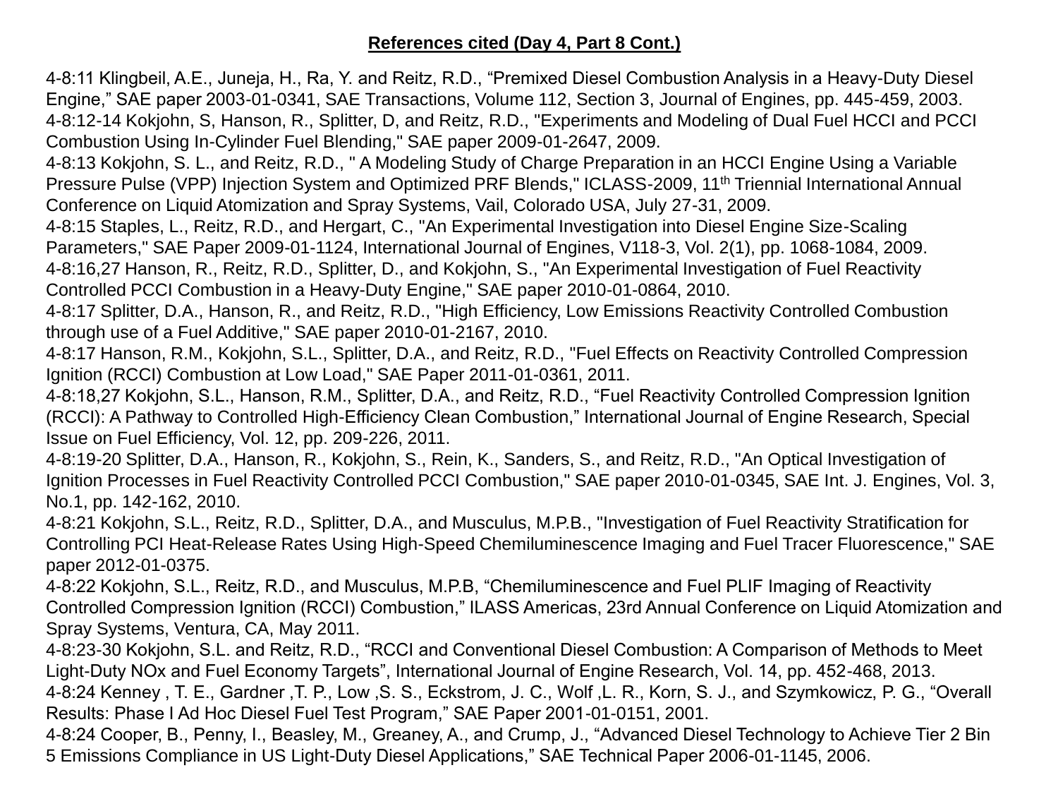**References cited (Day 4, Part 8 Cont.)**

4-8:11 Klingbeil, A.E., Juneja, H., Ra, Y. and Reitz, R.D., “Premixed Diesel Combustion Analysis in a Heavy-Duty Diesel Engine,” SAE paper 2003-01-0341, SAE Transactions, Volume 112, Section 3, Journal of Engines, pp. 445-459, 2003.
4-8:12-14 Kokjohn, S, Hanson, R., Splitter, D, and Reitz, R.D., "Experiments and Modeling of Dual Fuel HCCI and PCCI Combustion Using In-Cylinder Fuel Blending," SAE paper 2009-01-2647, 2009.
4-8:13 Kokjohn, S. L., and Reitz, R.D., " A Modeling Study of Charge Preparation in an HCCI Engine Using a Variable Pressure Pulse (VPP) Injection System and Optimized PRF Blends," ICLASS-2009, 11th Triennial International Annual Conference on Liquid Atomization and Spray Systems, Vail, Colorado USA, July 27-31, 2009.
4-8:15 Staples, L., Reitz, R.D., and Hergart, C., "An Experimental Investigation into Diesel Engine Size-Scaling Parameters," SAE Paper 2009-01-1124, International Journal of Engines, V118-3, Vol. 2(1), pp. 1068-1084, 2009.
4-8:16,27 Hanson, R., Reitz, R.D., Splitter, D., and Kokjohn, S., "An Experimental Investigation of Fuel Reactivity Controlled PCCI Combustion in a Heavy-Duty Engine," SAE paper 2010-01-0864, 2010.
4-8:17 Splitter, D.A., Hanson, R., and Reitz, R.D., "High Efficiency, Low Emissions Reactivity Controlled Combustion through use of a Fuel Additive," SAE paper 2010-01-2167, 2010.
4-8:17 Hanson, R.M., Kokjohn, S.L., Splitter, D.A., and Reitz, R.D., "Fuel Effects on Reactivity Controlled Compression Ignition (RCCI) Combustion at Low Load," SAE Paper 2011-01-0361, 2011.
4-8:18,27 Kokjohn, S.L., Hanson, R.M., Splitter, D.A., and Reitz, R.D., “Fuel Reactivity Controlled Compression Ignition (RCCI): A Pathway to Controlled High-Efficiency Clean Combustion,” International Journal of Engine Research, Special Issue on Fuel Efficiency, Vol. 12, pp. 209-226, 2011.
4-8:19-20 Splitter, D.A., Hanson, R., Kokjohn, S., Rein, K., Sanders, S., and Reitz, R.D., "An Optical Investigation of Ignition Processes in Fuel Reactivity Controlled PCCI Combustion," SAE paper 2010-01-0345, SAE Int. J. Engines, Vol. 3, No.1, pp. 142-162, 2010.
4-8:21 Kokjohn, S.L., Reitz, R.D., Splitter, D.A., and Musculus, M.P.B., "Investigation of Fuel Reactivity Stratification for Controlling PCI Heat-Release Rates Using High-Speed Chemiluminescence Imaging and Fuel Tracer Fluorescence," SAE paper 2012-01-0375.
4-8:22 Kokjohn, S.L., Reitz, R.D., and Musculus, M.P.B, “Chemiluminescence and Fuel PLIF Imaging of Reactivity Controlled Compression Ignition (RCCI) Combustion,” ILASS Americas, 23rd Annual Conference on Liquid Atomization and Spray Systems, Ventura, CA, May 2011.
4-8:23-30 Kokjohn, S.L. and Reitz, R.D., “RCCI and Conventional Diesel Combustion: A Comparison of Methods to Meet Light-Duty NOx and Fuel Economy Targets”, International Journal of Engine Research, Vol. 14, pp. 452-468, 2013.
4-8:24 Kenney , T. E., Gardner ,T. P., Low ,S. S., Eckstrom, J. C., Wolf ,L. R., Korn, S. J., and Szymkowicz, P. G., “Overall Results: Phase I Ad Hoc Diesel Fuel Test Program,” SAE Paper 2001-01-0151, 2001.
4-8:24 Cooper, B., Penny, I., Beasley, M., Greaney, A., and Crump, J., “Advanced Diesel Technology to Achieve Tier 2 Bin 5 Emissions Compliance in US Light-Duty Diesel Applications,” SAE Technical Paper 2006-01-1145, 2006.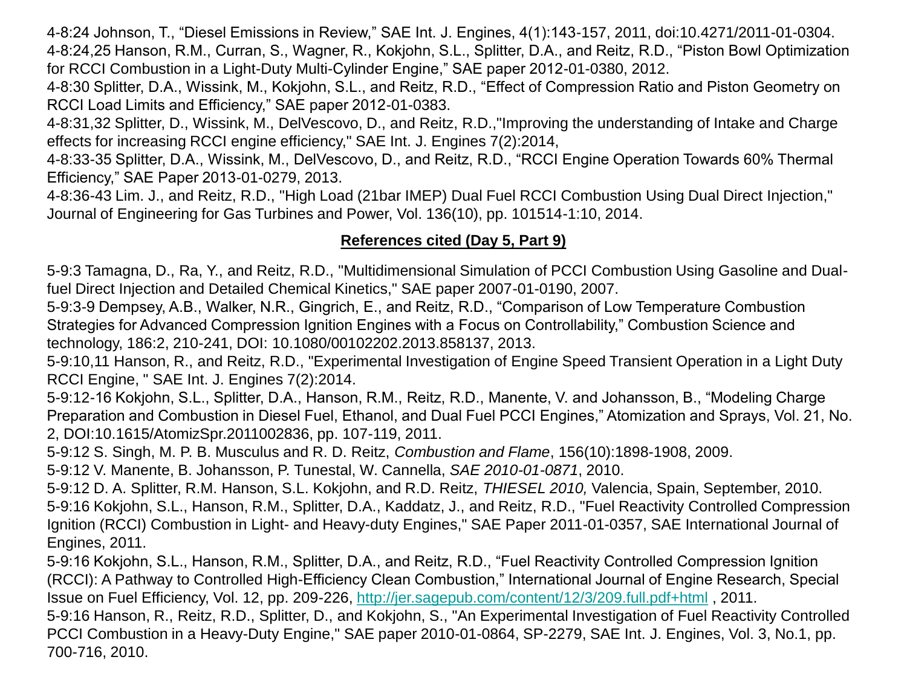4-8:24 Johnson, T., “Diesel Emissions in Review,” SAE Int. J. Engines, 4(1):143-157, 2011, doi:10.4271/2011-01-0304.

4-8:24,25 Hanson, R.M., Curran, S., Wagner, R., Kokjohn, S.L., Splitter, D.A., and Reitz, R.D., “Piston Bowl Optimization for RCCI Combustion in a Light-Duty Multi-Cylinder Engine,” SAE paper 2012-01-0380, 2012.

4-8:30 Splitter, D.A., Wissink, M., Kokjohn, S.L., and Reitz, R.D., “Effect of Compression Ratio and Piston Geometry on RCCI Load Limits and Efficiency,” SAE paper 2012-01-0383.

4-8:31,32 Splitter, D., Wissink, M., DelVescovo, D., and Reitz, R.D.,"Improving the understanding of Intake and Charge effects for increasing RCCI engine efficiency," SAE Int. J. Engines 7(2):2014,

4-8:33-35 Splitter, D.A., Wissink, M., DelVescovo, D., and Reitz, R.D., “RCCI Engine Operation Towards 60% Thermal Efficiency,” SAE Paper 2013-01-0279, 2013.

4-8:36-43 Lim. J., and Reitz, R.D., "High Load (21bar IMEP) Dual Fuel RCCI Combustion Using Dual Direct Injection," Journal of Engineering for Gas Turbines and Power, Vol. 136(10), pp. 101514-1:10, 2014.

## References cited (Day 5, Part 9)

5-9:3 Tamagna, D., Ra, Y., and Reitz, R.D., "Multidimensional Simulation of PCCI Combustion Using Gasoline and Dual-fuel Direct Injection and Detailed Chemical Kinetics," SAE paper 2007-01-0190, 2007.

5-9:3-9 Dempsey, A.B., Walker, N.R., Gingrich, E., and Reitz, R.D., “Comparison of Low Temperature Combustion Strategies for Advanced Compression Ignition Engines with a Focus on Controllability,” Combustion Science and technology, 186:2, 210-241, DOI: 10.1080/00102202.2013.858137, 2013.

5-9:10,11 Hanson, R., and Reitz, R.D., "Experimental Investigation of Engine Speed Transient Operation in a Light Duty RCCI Engine, " SAE Int. J. Engines 7(2):2014.

5-9:12-16 Kokjohn, S.L., Splitter, D.A., Hanson, R.M., Reitz, R.D., Manente, V. and Johansson, B., “Modeling Charge Preparation and Combustion in Diesel Fuel, Ethanol, and Dual Fuel PCCI Engines,” Atomization and Sprays, Vol. 21, No. 2, DOI:10.1615/AtomizSpr.2011002836, pp. 107-119, 2011.

5-9:12 S. Singh, M. P. B. Musculus and R. D. Reitz, *Combustion and Flame*, 156(10):1898-1908, 2009.

5-9:12 V. Manente, B. Johansson, P. Tunestal, W. Cannella, *SAE 2010-01-0871*, 2010.

5-9:12 D. A. Splitter, R.M. Hanson, S.L. Kokjohn, and R.D. Reitz, *THIESEL 2010,* Valencia, Spain, September, 2010.

5-9:16 Kokjohn, S.L., Hanson, R.M., Splitter, D.A., Kaddatz, J., and Reitz, R.D., "Fuel Reactivity Controlled Compression Ignition (RCCI) Combustion in Light- and Heavy-duty Engines," SAE Paper 2011-01-0357, SAE International Journal of Engines, 2011.

5-9:16 Kokjohn, S.L., Hanson, R.M., Splitter, D.A., and Reitz, R.D., “Fuel Reactivity Controlled Compression Ignition (RCCI): A Pathway to Controlled High-Efficiency Clean Combustion,” International Journal of Engine Research, Special Issue on Fuel Efficiency, Vol. 12, pp. 209-226, http://jer.sagepub.com/content/12/3/209.full.pdf+html , 2011.

5-9:16 Hanson, R., Reitz, R.D., Splitter, D., and Kokjohn, S., "An Experimental Investigation of Fuel Reactivity Controlled PCCI Combustion in a Heavy-Duty Engine," SAE paper 2010-01-0864, SP-2279, SAE Int. J. Engines, Vol. 3, No.1, pp. 700-716, 2010.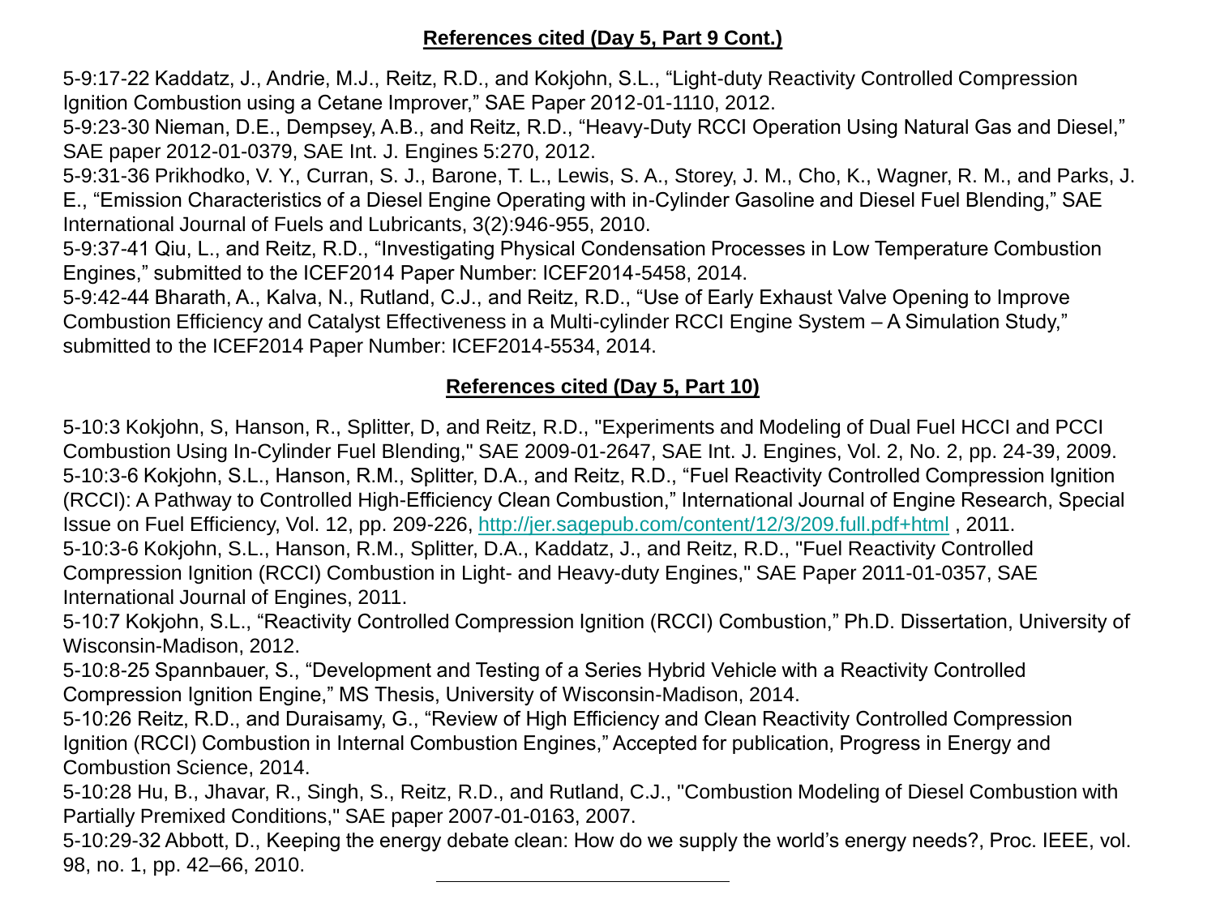## References cited (Day 5, Part 9 Cont.)

5-9:17-22 Kaddatz, J., Andrie, M.J., Reitz, R.D., and Kokjohn, S.L., "Light-duty Reactivity Controlled Compression Ignition Combustion using a Cetane Improver," SAE Paper 2012-01-1110, 2012.

5-9:23-30 Nieman, D.E., Dempsey, A.B., and Reitz, R.D., "Heavy-Duty RCCI Operation Using Natural Gas and Diesel," SAE paper 2012-01-0379, SAE Int. J. Engines 5:270, 2012.

5-9:31-36 Prikhodko, V. Y., Curran, S. J., Barone, T. L., Lewis, S. A., Storey, J. M., Cho, K., Wagner, R. M., and Parks, J. E., "Emission Characteristics of a Diesel Engine Operating with in-Cylinder Gasoline and Diesel Fuel Blending," SAE International Journal of Fuels and Lubricants, 3(2):946-955, 2010.

5-9:37-41 Qiu, L., and Reitz, R.D., "Investigating Physical Condensation Processes in Low Temperature Combustion Engines," submitted to the ICEF2014 Paper Number: ICEF2014-5458, 2014.

5-9:42-44 Bharath, A., Kalva, N., Rutland, C.J., and Reitz, R.D., "Use of Early Exhaust Valve Opening to Improve Combustion Efficiency and Catalyst Effectiveness in a Multi-cylinder RCCI Engine System – A Simulation Study," submitted to the ICEF2014 Paper Number: ICEF2014-5534, 2014.

## References cited (Day 5, Part 10)

5-10:3 Kokjohn, S, Hanson, R., Splitter, D, and Reitz, R.D., "Experiments and Modeling of Dual Fuel HCCI and PCCI Combustion Using In-Cylinder Fuel Blending," SAE 2009-01-2647, SAE Int. J. Engines, Vol. 2, No. 2, pp. 24-39, 2009.

5-10:3-6 Kokjohn, S.L., Hanson, R.M., Splitter, D.A., and Reitz, R.D., "Fuel Reactivity Controlled Compression Ignition (RCCI): A Pathway to Controlled High-Efficiency Clean Combustion," International Journal of Engine Research, Special Issue on Fuel Efficiency, Vol. 12, pp. 209-226, http://jer.sagepub.com/content/12/3/209.full.pdf+html , 2011.

5-10:3-6 Kokjohn, S.L., Hanson, R.M., Splitter, D.A., Kaddatz, J., and Reitz, R.D., "Fuel Reactivity Controlled Compression Ignition (RCCI) Combustion in Light- and Heavy-duty Engines," SAE Paper 2011-01-0357, SAE International Journal of Engines, 2011.

5-10:7 Kokjohn, S.L., "Reactivity Controlled Compression Ignition (RCCI) Combustion," Ph.D. Dissertation, University of Wisconsin-Madison, 2012.

5-10:8-25 Spannbauer, S., "Development and Testing of a Series Hybrid Vehicle with a Reactivity Controlled Compression Ignition Engine," MS Thesis, University of Wisconsin-Madison, 2014.

5-10:26 Reitz, R.D., and Duraisamy, G., "Review of High Efficiency and Clean Reactivity Controlled Compression Ignition (RCCI) Combustion in Internal Combustion Engines," Accepted for publication, Progress in Energy and Combustion Science, 2014.

5-10:28 Hu, B., Jhavar, R., Singh, S., Reitz, R.D., and Rutland, C.J., "Combustion Modeling of Diesel Combustion with Partially Premixed Conditions," SAE paper 2007-01-0163, 2007.

5-10:29-32 Abbott, D., Keeping the energy debate clean: How do we supply the world's energy needs?, Proc. IEEE, vol. 98, no. 1, pp. 42–66, 2010.